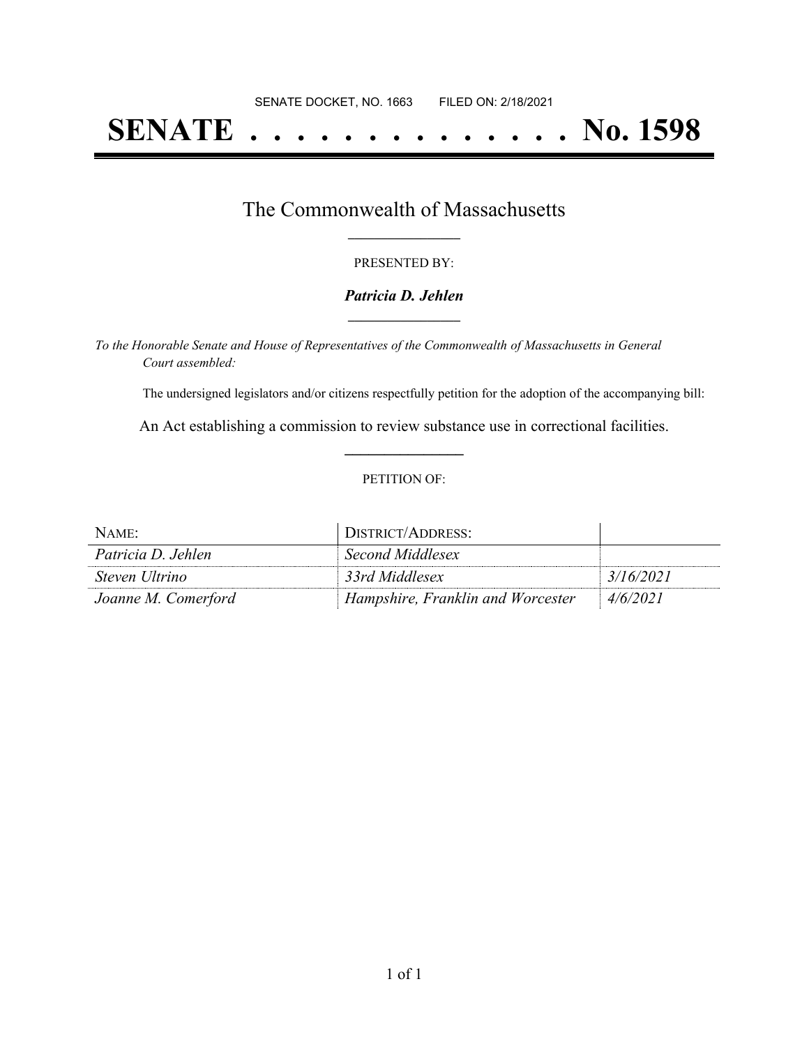SENATE DOCKET, NO. 1663        FILED ON: 2/18/2021

# SENATE . . . . . . . . . . . . . . No. 1598

## The Commonwealth of Massachusetts

PRESENTED BY:

***Patricia D. Jehlen***

*To the Honorable Senate and House of Representatives of the Commonwealth of Massachusetts in General Court assembled:*

The undersigned legislators and/or citizens respectfully petition for the adoption of the accompanying bill:

An Act establishing a commission to review substance use in correctional facilities.

PETITION OF:

| NAME: | DISTRICT/ADDRESS: | |
|---|---|---|
| *Patricia D. Jehlen* | *Second Middlesex* | |
| *Steven Ultrino* | *33rd Middlesex* | *3/16/2021* |
| *Joanne M. Comerford* | *Hampshire, Franklin and Worcester* | *4/6/2021* |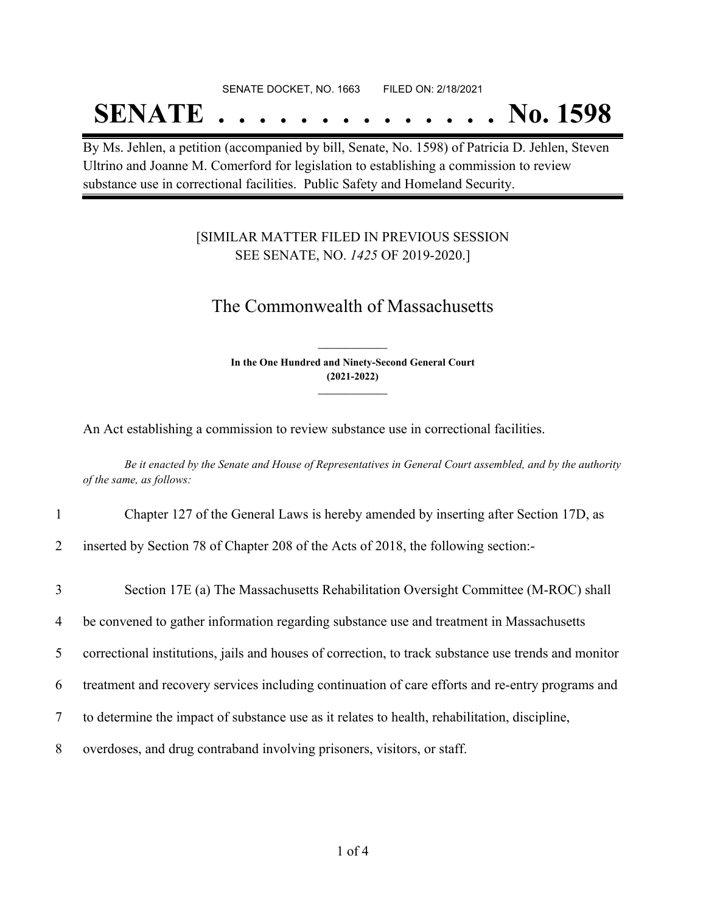SENATE DOCKET, NO. 1663 FILED ON: 2/18/2021

# SENATE . . . . . . . . . . . . . . No. 1598

By Ms. Jehlen, a petition (accompanied by bill, Senate, No. 1598) of Patricia D. Jehlen, Steven Ultrino and Joanne M. Comerford for legislation to establishing a commission to review substance use in correctional facilities. Public Safety and Homeland Security.

[SIMILAR MATTER FILED IN PREVIOUS SESSION SEE SENATE, NO. *1425* OF 2019-2020.]

## The Commonwealth of Massachusetts

**In the One Hundred and Ninety-Second General Court (2021-2022)**

An Act establishing a commission to review substance use in correctional facilities.

*Be it enacted by the Senate and House of Representatives in General Court assembled, and by the authority of the same, as follows:*

1 Chapter 127 of the General Laws is hereby amended by inserting after Section 17D, as
2 inserted by Section 78 of Chapter 208 of the Acts of 2018, the following section:-

3 Section 17E (a) The Massachusetts Rehabilitation Oversight Committee (M-ROC) shall
4 be convened to gather information regarding substance use and treatment in Massachusetts
5 correctional institutions, jails and houses of correction, to track substance use trends and monitor
6 treatment and recovery services including continuation of care efforts and re-entry programs and
7 to determine the impact of substance use as it relates to health, rehabilitation, discipline,
8 overdoses, and drug contraband involving prisoners, visitors, or staff.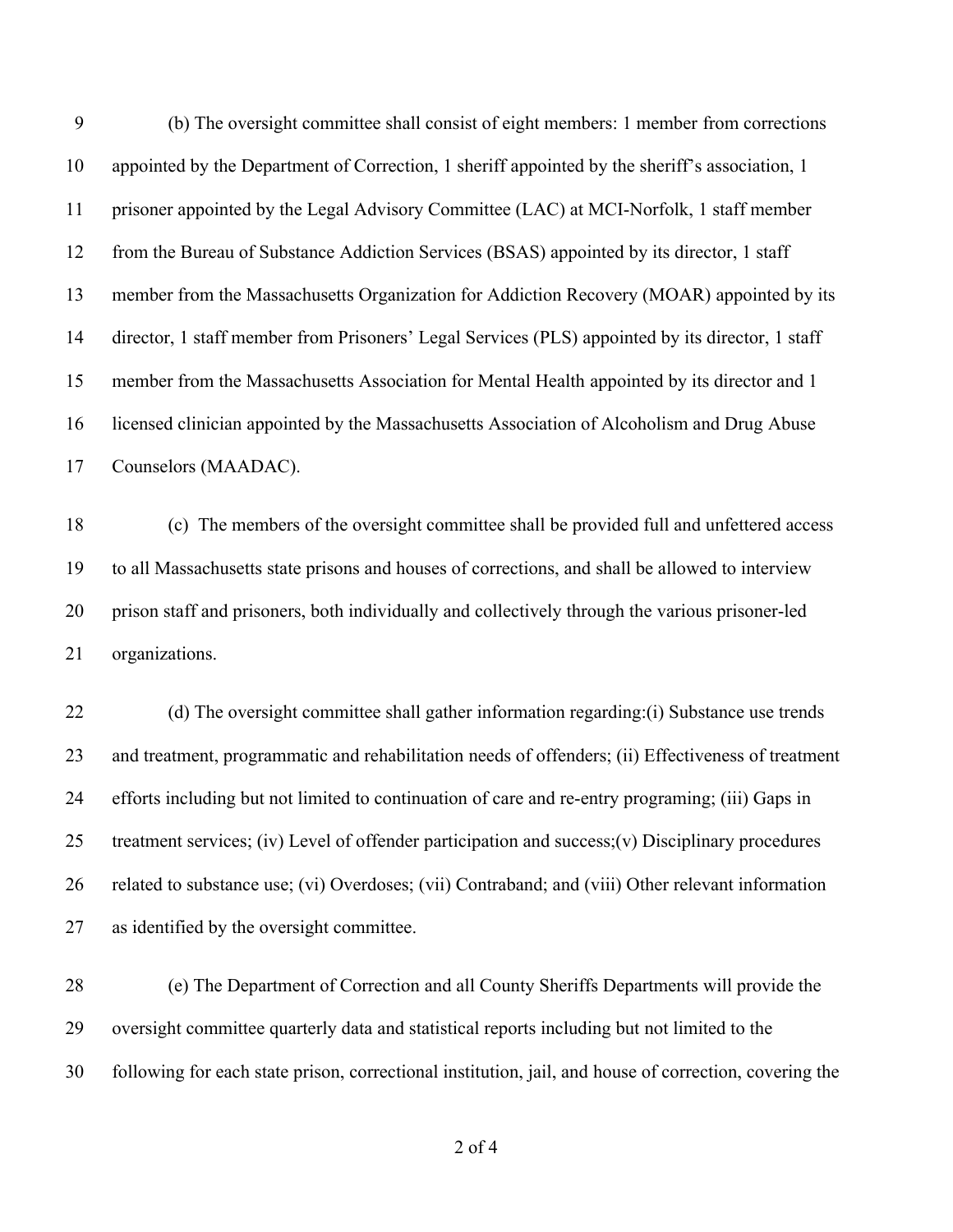(b) The oversight committee shall consist of eight members: 1 member from corrections appointed by the Department of Correction, 1 sheriff appointed by the sheriff's association, 1 prisoner appointed by the Legal Advisory Committee (LAC) at MCI-Norfolk, 1 staff member from the Bureau of Substance Addiction Services (BSAS) appointed by its director, 1 staff member from the Massachusetts Organization for Addiction Recovery (MOAR) appointed by its director, 1 staff member from Prisoners' Legal Services (PLS) appointed by its director, 1 staff member from the Massachusetts Association for Mental Health appointed by its director and 1 licensed clinician appointed by the Massachusetts Association of Alcoholism and Drug Abuse Counselors (MAADAC).

(c) The members of the oversight committee shall be provided full and unfettered access to all Massachusetts state prisons and houses of corrections, and shall be allowed to interview prison staff and prisoners, both individually and collectively through the various prisoner-led organizations.

(d) The oversight committee shall gather information regarding:(i) Substance use trends and treatment, programmatic and rehabilitation needs of offenders; (ii) Effectiveness of treatment efforts including but not limited to continuation of care and re-entry programing; (iii) Gaps in treatment services; (iv) Level of offender participation and success;(v) Disciplinary procedures related to substance use; (vi) Overdoses; (vii) Contraband; and (viii) Other relevant information as identified by the oversight committee.

(e) The Department of Correction and all County Sheriffs Departments will provide the oversight committee quarterly data and statistical reports including but not limited to the following for each state prison, correctional institution, jail, and house of correction, covering the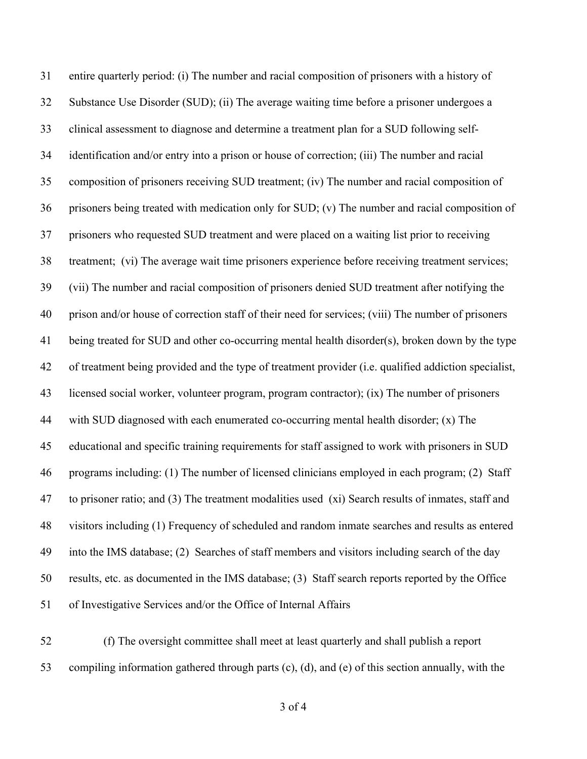entire quarterly period: (i) The number and racial composition of prisoners with a history of Substance Use Disorder (SUD); (ii) The average waiting time before a prisoner undergoes a clinical assessment to diagnose and determine a treatment plan for a SUD following self-identification and/or entry into a prison or house of correction; (iii) The number and racial composition of prisoners receiving SUD treatment; (iv) The number and racial composition of prisoners being treated with medication only for SUD; (v) The number and racial composition of prisoners who requested SUD treatment and were placed on a waiting list prior to receiving treatment; (vi) The average wait time prisoners experience before receiving treatment services; (vii) The number and racial composition of prisoners denied SUD treatment after notifying the prison and/or house of correction staff of their need for services; (viii) The number of prisoners being treated for SUD and other co-occurring mental health disorder(s), broken down by the type of treatment being provided and the type of treatment provider (i.e. qualified addiction specialist, licensed social worker, volunteer program, program contractor); (ix) The number of prisoners with SUD diagnosed with each enumerated co-occurring mental health disorder; (x) The educational and specific training requirements for staff assigned to work with prisoners in SUD programs including: (1) The number of licensed clinicians employed in each program; (2) Staff to prisoner ratio; and (3) The treatment modalities used (xi) Search results of inmates, staff and visitors including (1) Frequency of scheduled and random inmate searches and results as entered into the IMS database; (2) Searches of staff members and visitors including search of the day results, etc. as documented in the IMS database; (3) Staff search reports reported by the Office of Investigative Services and/or the Office of Internal Affairs

(f) The oversight committee shall meet at least quarterly and shall publish a report compiling information gathered through parts (c), (d), and (e) of this section annually, with the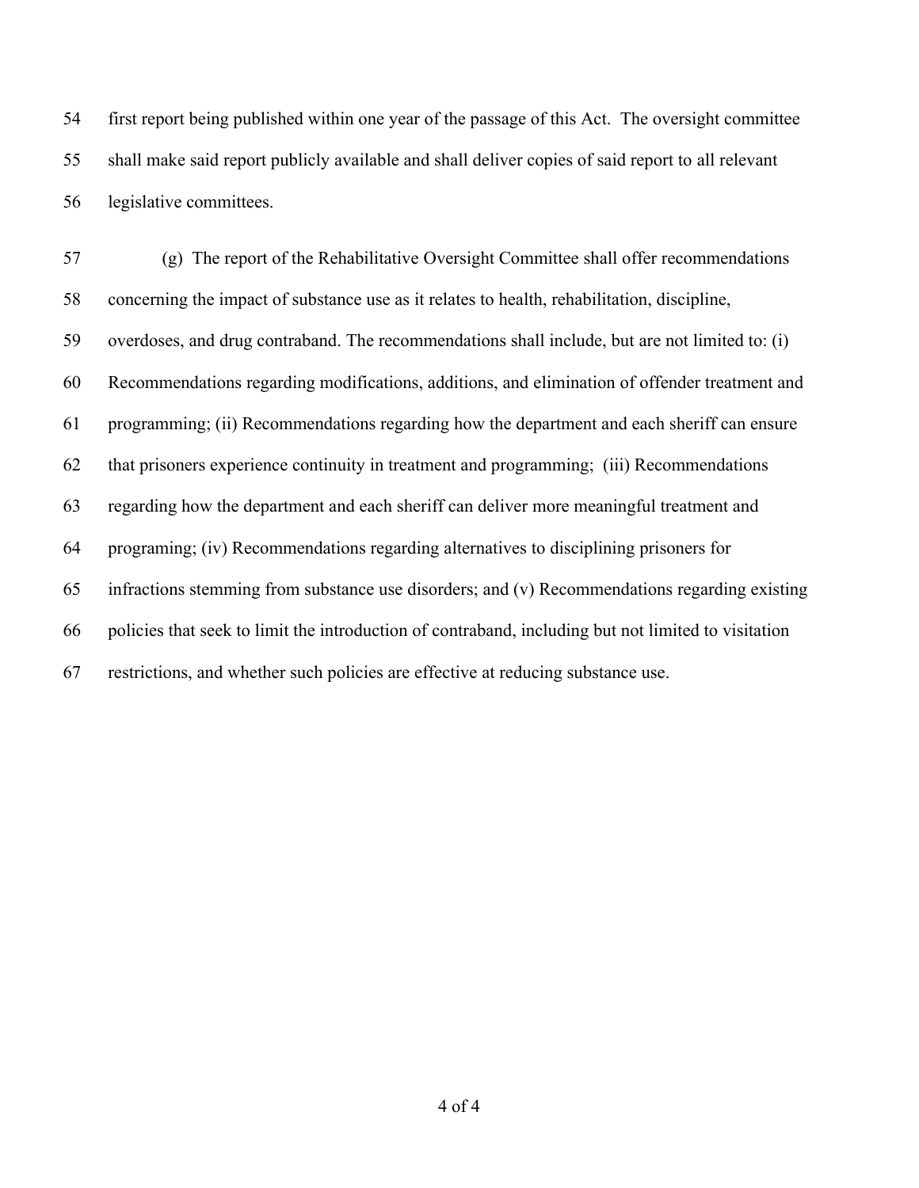first report being published within one year of the passage of this Act. The oversight committee shall make said report publicly available and shall deliver copies of said report to all relevant legislative committees.

(g) The report of the Rehabilitative Oversight Committee shall offer recommendations concerning the impact of substance use as it relates to health, rehabilitation, discipline, overdoses, and drug contraband. The recommendations shall include, but are not limited to: (i) Recommendations regarding modifications, additions, and elimination of offender treatment and programming; (ii) Recommendations regarding how the department and each sheriff can ensure that prisoners experience continuity in treatment and programming; (iii) Recommendations regarding how the department and each sheriff can deliver more meaningful treatment and programing; (iv) Recommendations regarding alternatives to disciplining prisoners for infractions stemming from substance use disorders; and (v) Recommendations regarding existing policies that seek to limit the introduction of contraband, including but not limited to visitation restrictions, and whether such policies are effective at reducing substance use.